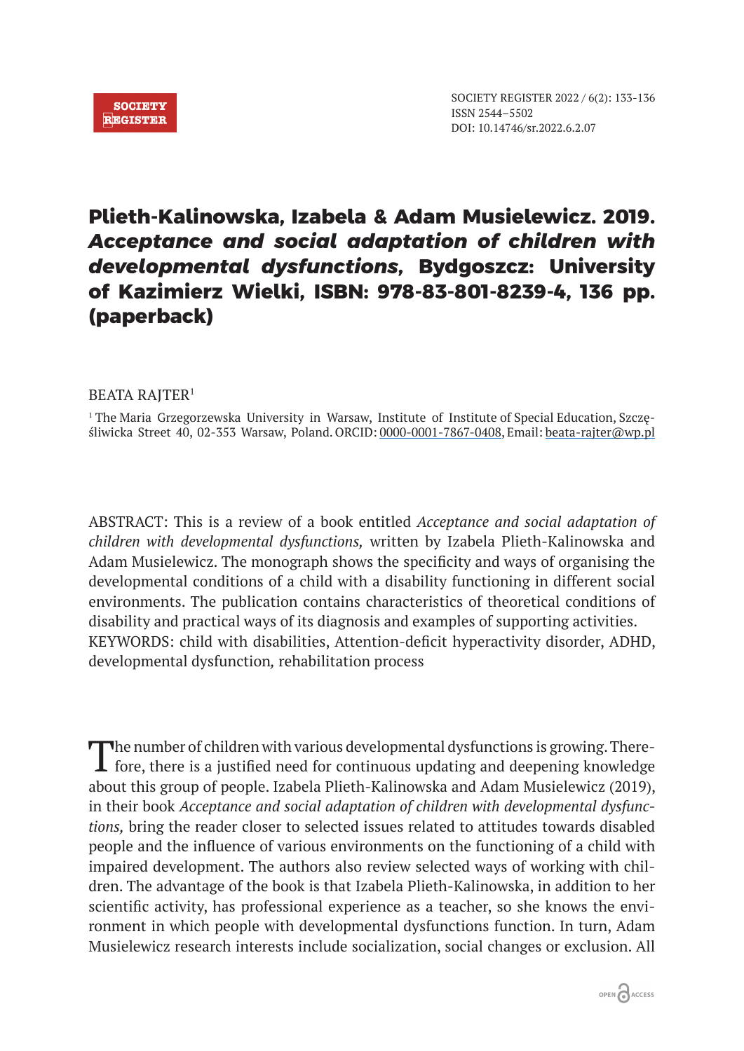# Plieth-Kalinowska, Izabela & Adam Musielewicz. 2019. *Acceptance and social adaptation of children with developmental dysfunctions*, Bydgoszcz: University of Kazimierz Wielki, ISBN: 978-83-801-8239-4, 136 pp. (paperback)

BEATA RAJTER[1]

[1] The Maria Grzegorzewska University in Warsaw, Institute of Institute of Special Education, Szczęśliwicka Street 40, 02-353 Warsaw, Poland. ORCID: 0000-0001-7867-0408, Email: beata-rajter@wp.pl

ABSTRACT: This is a review of a book entitled *Acceptance and social adaptation of children with developmental dysfunctions,* written by Izabela Plieth-Kalinowska and Adam Musielewicz. The monograph shows the specificity and ways of organising the developmental conditions of a child with a disability functioning in different social environments. The publication contains characteristics of theoretical conditions of disability and practical ways of its diagnosis and examples of supporting activities.
KEYWORDS: child with disabilities, Attention-deficit hyperactivity disorder, ADHD, developmental dysfunction*,* rehabilitation process

The number of children with various developmental dysfunctions is growing. Therefore, there is a justified need for continuous updating and deepening knowledge about this group of people. Izabela Plieth-Kalinowska and Adam Musielewicz (2019), in their book *Acceptance and social adaptation of children with developmental dysfunctions,* bring the reader closer to selected issues related to attitudes towards disabled people and the influence of various environments on the functioning of a child with impaired development. The authors also review selected ways of working with children. The advantage of the book is that Izabela Plieth-Kalinowska, in addition to her scientific activity, has professional experience as a teacher, so she knows the environment in which people with developmental dysfunctions function. In turn, Adam Musielewicz research interests include socialization, social changes or exclusion. All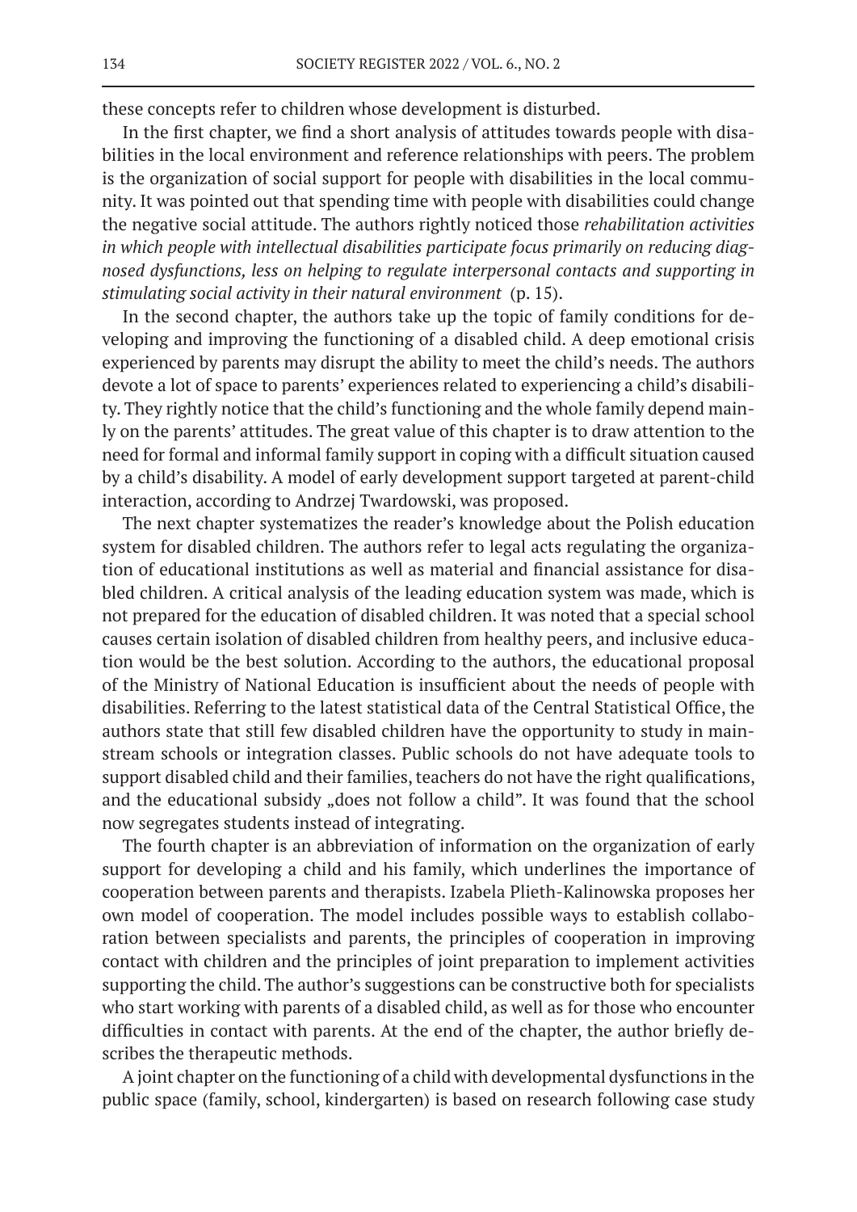these concepts refer to children whose development is disturbed.

In the first chapter, we find a short analysis of attitudes towards people with disabilities in the local environment and reference relationships with peers. The problem is the organization of social support for people with disabilities in the local community. It was pointed out that spending time with people with disabilities could change the negative social attitude. The authors rightly noticed those *rehabilitation activities in which people with intellectual disabilities participate focus primarily on reducing diagnosed dysfunctions, less on helping to regulate interpersonal contacts and supporting in stimulating social activity in their natural environment* (p. 15).

In the second chapter, the authors take up the topic of family conditions for developing and improving the functioning of a disabled child. A deep emotional crisis experienced by parents may disrupt the ability to meet the child's needs. The authors devote a lot of space to parents' experiences related to experiencing a child's disability. They rightly notice that the child's functioning and the whole family depend mainly on the parents' attitudes. The great value of this chapter is to draw attention to the need for formal and informal family support in coping with a difficult situation caused by a child's disability. A model of early development support targeted at parent-child interaction, according to Andrzej Twardowski, was proposed.

The next chapter systematizes the reader's knowledge about the Polish education system for disabled children. The authors refer to legal acts regulating the organization of educational institutions as well as material and financial assistance for disabled children. A critical analysis of the leading education system was made, which is not prepared for the education of disabled children. It was noted that a special school causes certain isolation of disabled children from healthy peers, and inclusive education would be the best solution. According to the authors, the educational proposal of the Ministry of National Education is insufficient about the needs of people with disabilities. Referring to the latest statistical data of the Central Statistical Office, the authors state that still few disabled children have the opportunity to study in mainstream schools or integration classes. Public schools do not have adequate tools to support disabled child and their families, teachers do not have the right qualifications, and the educational subsidy „does not follow a child". It was found that the school now segregates students instead of integrating.

The fourth chapter is an abbreviation of information on the organization of early support for developing a child and his family, which underlines the importance of cooperation between parents and therapists. Izabela Plieth-Kalinowska proposes her own model of cooperation. The model includes possible ways to establish collaboration between specialists and parents, the principles of cooperation in improving contact with children and the principles of joint preparation to implement activities supporting the child. The author's suggestions can be constructive both for specialists who start working with parents of a disabled child, as well as for those who encounter difficulties in contact with parents. At the end of the chapter, the author briefly describes the therapeutic methods.

A joint chapter on the functioning of a child with developmental dysfunctions in the public space (family, school, kindergarten) is based on research following case study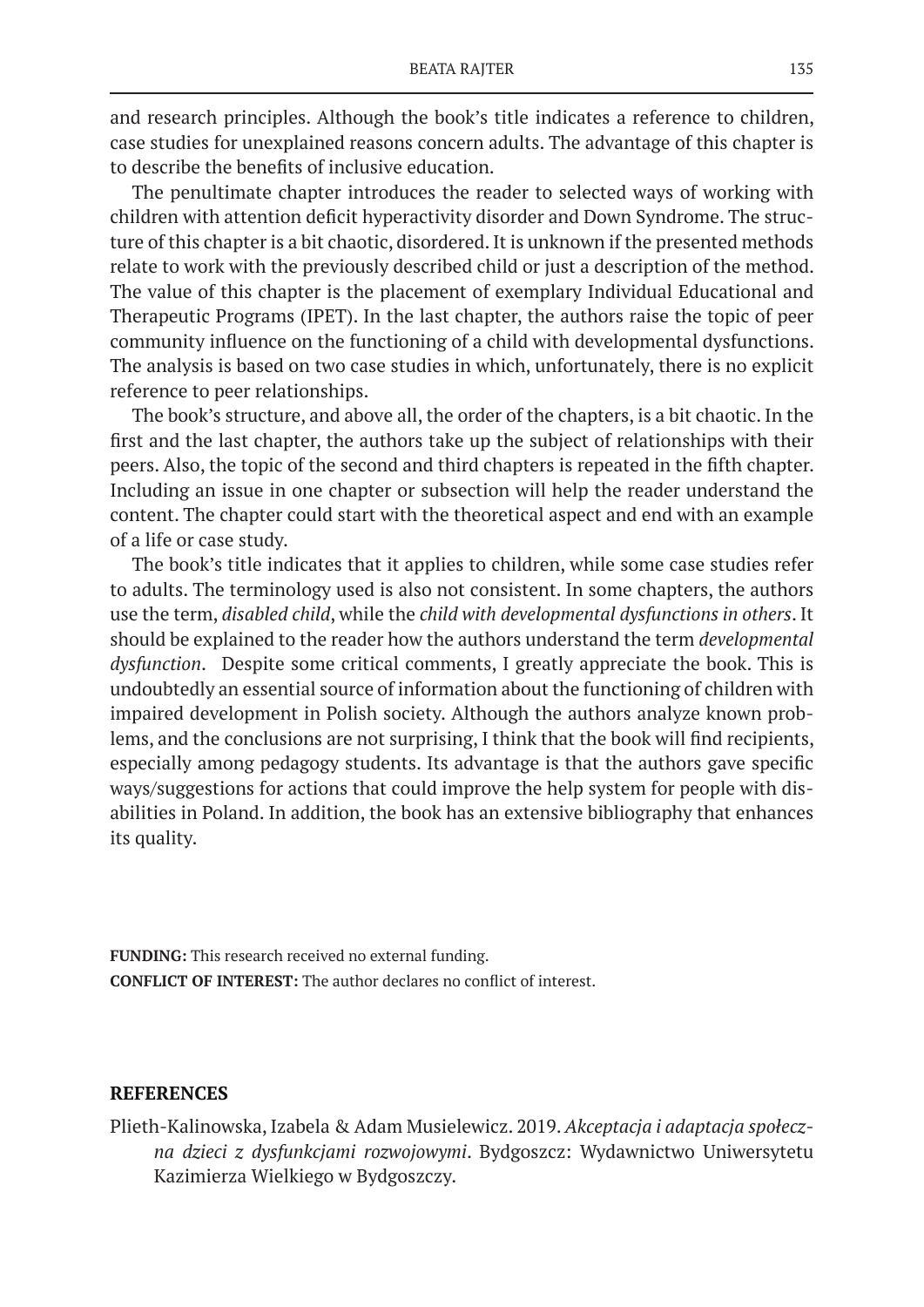and research principles. Although the book's title indicates a reference to children, case studies for unexplained reasons concern adults. The advantage of this chapter is to describe the benefits of inclusive education.

The penultimate chapter introduces the reader to selected ways of working with children with attention deficit hyperactivity disorder and Down Syndrome. The structure of this chapter is a bit chaotic, disordered. It is unknown if the presented methods relate to work with the previously described child or just a description of the method. The value of this chapter is the placement of exemplary Individual Educational and Therapeutic Programs (IPET). In the last chapter, the authors raise the topic of peer community influence on the functioning of a child with developmental dysfunctions. The analysis is based on two case studies in which, unfortunately, there is no explicit reference to peer relationships.

The book's structure, and above all, the order of the chapters, is a bit chaotic. In the first and the last chapter, the authors take up the subject of relationships with their peers. Also, the topic of the second and third chapters is repeated in the fifth chapter. Including an issue in one chapter or subsection will help the reader understand the content. The chapter could start with the theoretical aspect and end with an example of a life or case study.

The book's title indicates that it applies to children, while some case studies refer to adults. The terminology used is also not consistent. In some chapters, the authors use the term, *disabled child*, while the *child with developmental dysfunctions in others*. It should be explained to the reader how the authors understand the term *developmental dysfunction*. Despite some critical comments, I greatly appreciate the book. This is undoubtedly an essential source of information about the functioning of children with impaired development in Polish society. Although the authors analyze known problems, and the conclusions are not surprising, I think that the book will find recipients, especially among pedagogy students. Its advantage is that the authors gave specific ways/suggestions for actions that could improve the help system for people with disabilities in Poland. In addition, the book has an extensive bibliography that enhances its quality.

**FUNDING:** This research received no external funding.
**CONFLICT OF INTEREST:** The author declares no conflict of interest.

## REFERENCES

Plieth-Kalinowska, Izabela & Adam Musielewicz. 2019. *Akceptacja i adaptacja społeczna dzieci z dysfunkcjami rozwojowymi*. Bydgoszcz: Wydawnictwo Uniwersytetu Kazimierza Wielkiego w Bydgoszczy.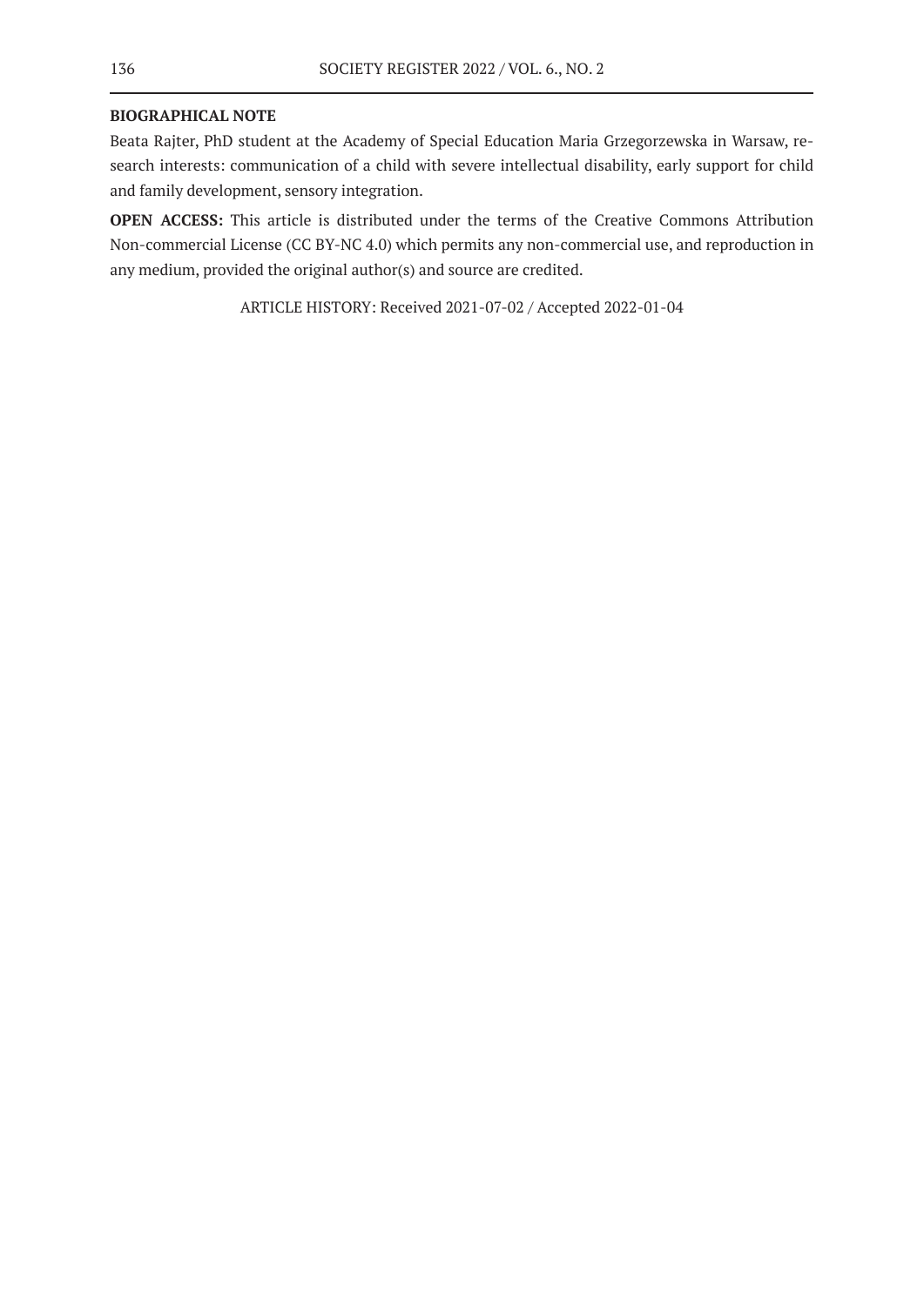**BIOGRAPHICAL NOTE**

Beata Rajter, PhD student at the Academy of Special Education Maria Grzegorzewska in Warsaw, research interests: communication of a child with severe intellectual disability, early support for child and family development, sensory integration.

**OPEN ACCESS:** This article is distributed under the terms of the Creative Commons Attribution Non-commercial License (CC BY-NC 4.0) which permits any non-commercial use, and reproduction in any medium, provided the original author(s) and source are credited.

ARTICLE HISTORY: Received 2021-07-02 / Accepted 2022-01-04